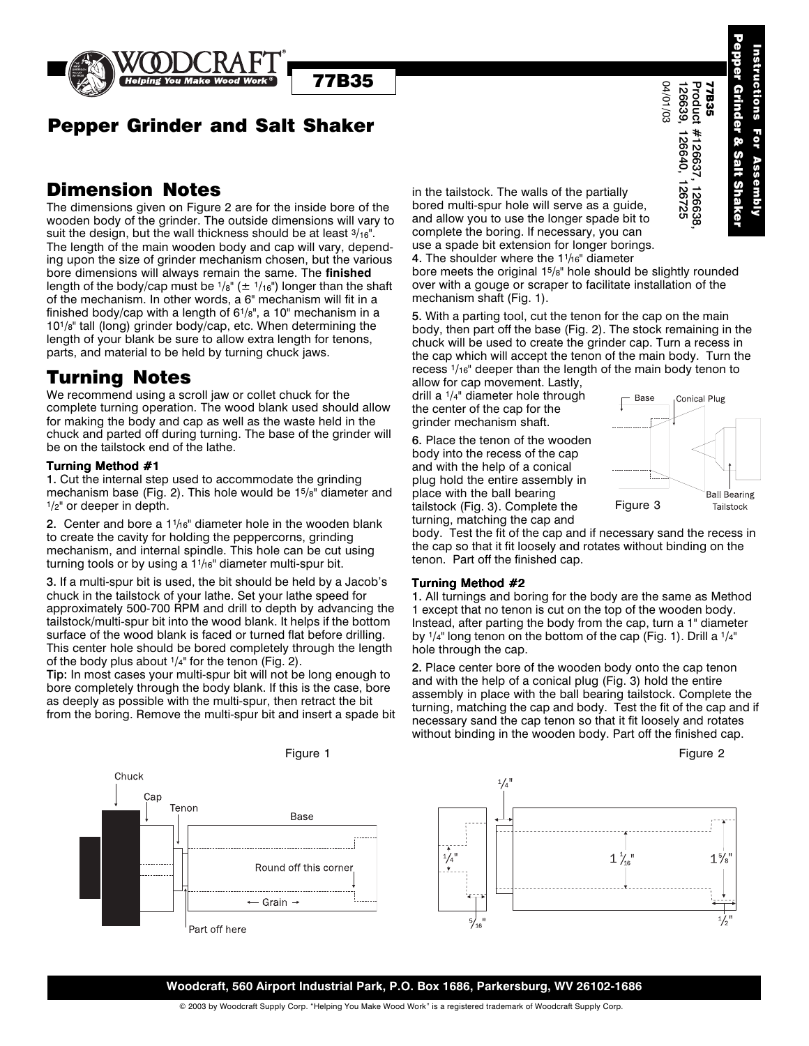# Pepper Grinder and Salt Shaker

77B35

**Instructions For Assembly Pepper Grinder & Salt Shaker**

**77B35**
Product #126637, 126638, 126639, 126640, 126725
04/01/03

## Dimension Notes

The dimensions given on Figure 2 are for the inside bore of the wooden body of the grinder. The outside dimensions will vary to suit the design, but the wall thickness should be at least 3/16". The length of the main wooden body and cap will vary, depending upon the size of grinder mechanism chosen, but the various bore dimensions will always remain the same. The **finished** length of the body/cap must be 1/8" (± 1/16") longer than the shaft of the mechanism. In other words, a 6" mechanism will fit in a finished body/cap with a length of 6 1/8", a 10" mechanism in a 10 1/8" tall (long) grinder body/cap, etc. When determining the length of your blank be sure to allow extra length for tenons, parts, and material to be held by turning chuck jaws.

## Turning Notes

We recommend using a scroll jaw or collet chuck for the complete turning operation. The wood blank used should allow for making the body and cap as well as the waste held in the chuck and parted off during turning. The base of the grinder will be on the tailstock end of the lathe.

### Turning Method #1

**1.** Cut the internal step used to accommodate the grinding mechanism base (Fig. 2). This hole would be 1 5/8" diameter and 1/2" or deeper in depth.

**2.** Center and bore a 1 1/16" diameter hole in the wooden blank to create the cavity for holding the peppercorns, grinding mechanism, and internal spindle. This hole can be cut using turning tools or by using a 1 1/16" diameter multi-spur bit.

**3.** If a multi-spur bit is used, the bit should be held by a Jacob's chuck in the tailstock of your lathe. Set your lathe speed for approximately 500-700 RPM and drill to depth by advancing the tailstock/multi-spur bit into the wood blank. It helps if the bottom surface of the wood blank is faced or turned flat before drilling. This center hole should be bored completely through the length of the body plus about 1/4" for the tenon (Fig. 2).

**Tip:** In most cases your multi-spur bit will not be long enough to bore completely through the body blank. If this is the case, bore as deeply as possible with the multi-spur, then retract the bit from the boring. Remove the multi-spur bit and insert a spade bit in the tailstock. The walls of the partially bored multi-spur hole will serve as a guide, and allow you to use the longer spade bit to complete the boring. If necessary, you can use a spade bit extension for longer borings.

**4.** The shoulder where the 1 1/16" diameter bore meets the original 1 5/8" hole should be slightly rounded over with a gouge or scraper to facilitate installation of the mechanism shaft (Fig. 1).

**5.** With a parting tool, cut the tenon for the cap on the main body, then part off the base (Fig. 2). The stock remaining in the chuck will be used to create the grinder cap. Turn a recess in the cap which will accept the tenon of the main body. Turn the recess 1/16" deeper than the length of the main body tenon to allow for cap movement. Lastly, drill a 1/4" diameter hole through the center of the cap for the grinder mechanism shaft.

**6.** Place the tenon of the wooden body into the recess of the cap and with the help of a conical plug hold the entire assembly in place with the ball bearing tailstock (Fig. 3). Complete the turning, matching the cap and body. Test the fit of the cap and if necessary sand the recess in the cap so that it fit loosely and rotates without binding on the tenon. Part off the finished cap.

Base — Conical Plug — Ball Bearing Tailstock

Figure 3

### Turning Method #2

**1.** All turnings and boring for the body are the same as Method 1 except that no tenon is cut on the top of the wooden body. Instead, after parting the body from the cap, turn a 1" diameter by 1/4" long tenon on the bottom of the cap (Fig. 1). Drill a 1/4" hole through the cap.

**2.** Place center bore of the wooden body onto the cap tenon and with the help of a conical plug (Fig. 3) hold the entire assembly in place with the ball bearing tailstock. Complete the turning, matching the cap and body. Test the fit of the cap and if necessary sand the cap tenon so that it fit loosely and rotates without binding in the wooden body. Part off the finished cap.

Chuck — Cap — Tenon — Base — Round off this corner — ← Grain → — Part off here

Figure 1

1/4" — 1/4" — 5/16" — 1 1/16" — 1 5/8" — 1/2"

Figure 2

Woodcraft, 560 Airport Industrial Park, P.O. Box 1686, Parkersburg, WV 26102-1686

© 2003 by Woodcraft Supply Corp. "Helping You Make Wood Work" is a registered trademark of Woodcraft Supply Corp.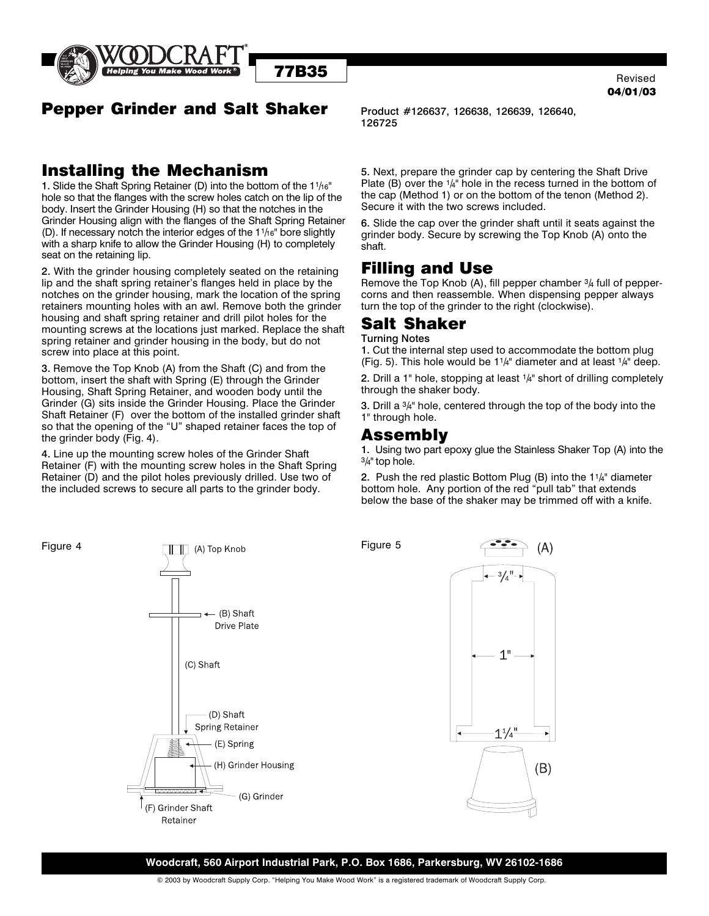# Pepper Grinder and Salt Shaker

77B35

Revised **04/01/03**

Product #126637, 126638, 126639, 126640, 126725

## Installing the Mechanism

1. Slide the Shaft Spring Retainer (D) into the bottom of the 1$^1/_{16}$" hole so that the flanges with the screw holes catch on the lip of the body. Insert the Grinder Housing (H) so that the notches in the Grinder Housing align with the flanges of the Shaft Spring Retainer (D). If necessary notch the interior edges of the 1$^1/_{16}$" bore slightly with a sharp knife to allow the Grinder Housing (H) to completely seat on the retaining lip.

2. With the grinder housing completely seated on the retaining lip and the shaft spring retainer's flanges held in place by the notches on the grinder housing, mark the location of the spring retainers mounting holes with an awl. Remove both the grinder housing and shaft spring retainer and drill pilot holes for the mounting screws at the locations just marked. Replace the shaft spring retainer and grinder housing in the body, but do not screw into place at this point.

3. Remove the Top Knob (A) from the Shaft (C) and from the bottom, insert the shaft with Spring (E) through the Grinder Housing, Shaft Spring Retainer, and wooden body until the Grinder (G) sits inside the Grinder Housing. Place the Grinder Shaft Retainer (F) over the bottom of the installed grinder shaft so that the opening of the "U" shaped retainer faces the top of the grinder body (Fig. 4).

4. Line up the mounting screw holes of the Grinder Shaft Retainer (F) with the mounting screw holes in the Shaft Spring Retainer (D) and the pilot holes previously drilled. Use two of the included screws to secure all parts to the grinder body.

5. Next, prepare the grinder cap by centering the Shaft Drive Plate (B) over the $^1/_4$" hole in the recess turned in the bottom of the cap (Method 1) or on the bottom of the tenon (Method 2). Secure it with the two screws included.

6. Slide the cap over the grinder shaft until it seats against the grinder body. Secure by screwing the Top Knob (A) onto the shaft.

## Filling and Use

Remove the Top Knob (A), fill pepper chamber $^3/_4$ full of peppercorns and then reassemble. When dispensing pepper always turn the top of the grinder to the right (clockwise).

## Salt Shaker

**Turning Notes**

1. Cut the internal step used to accommodate the bottom plug (Fig. 5). This hole would be 1$^1/_4$" diameter and at least $^1/_4$" deep.

2. Drill a 1" hole, stopping at least $^1/_4$" short of drilling completely through the shaker body.

3. Drill a $^3/_4$" hole, centered through the top of the body into the 1" through hole.

## Assembly

1. Using two part epoxy glue the Stainless Shaker Top (A) into the $^3/_4$" top hole.

2. Push the red plastic Bottom Plug (B) into the 1$^1/_4$" diameter bottom hole. Any portion of the red "pull tab" that extends below the base of the shaker may be trimmed off with a knife.

Figure 4

(A) Top Knob

(B) Shaft Drive Plate

(C) Shaft

(D) Shaft Spring Retainer

(E) Spring

(H) Grinder Housing

(G) Grinder

(F) Grinder Shaft Retainer

Figure 5

(A)

3/4"

1"

1 1/4"

(B)

Woodcraft, 560 Airport Industrial Park, P.O. Box 1686, Parkersburg, WV 26102-1686

© 2003 by Woodcraft Supply Corp. "Helping You Make Wood Work" is a registered trademark of Woodcraft Supply Corp.